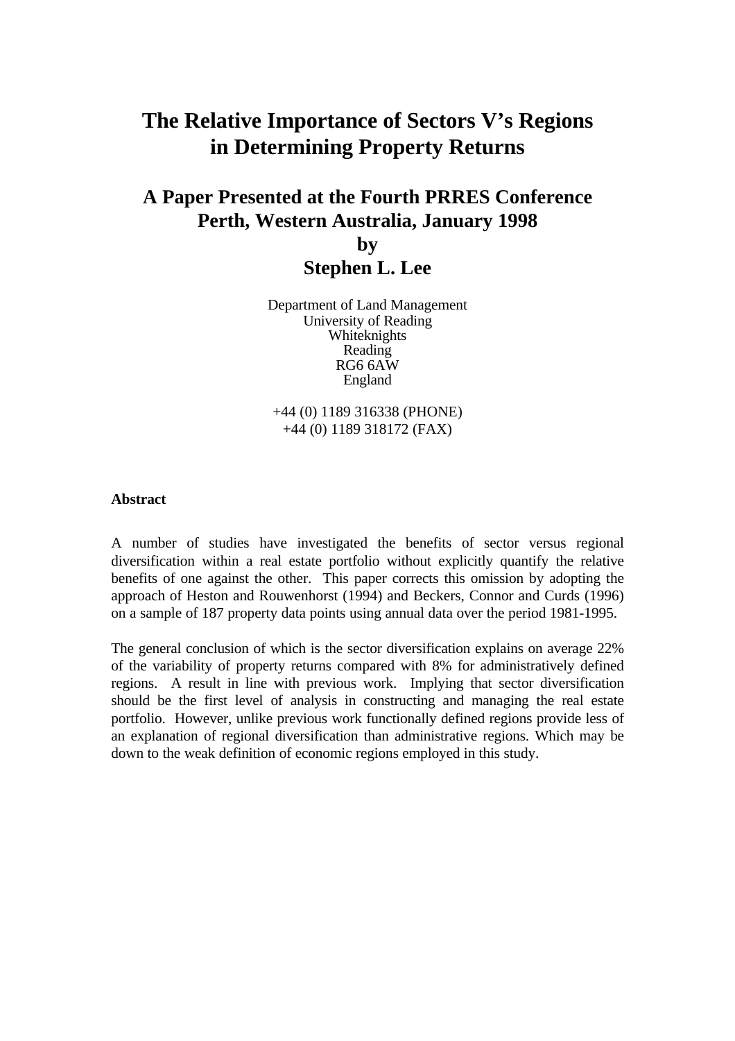# The Relative Importance of Sectors V's Regions in Determining Property Returns

## A Paper Presented at the Fourth PRRES Conference Perth, Western Australia, January 1998

## by

## Stephen L. Lee

Department of Land Management
University of Reading
Whiteknights
Reading
RG6 6AW
England

+44 (0) 1189 316338 (PHONE)
+44 (0) 1189 318172 (FAX)

**Abstract**

A number of studies have investigated the benefits of sector versus regional diversification within a real estate portfolio without explicitly quantify the relative benefits of one against the other. This paper corrects this omission by adopting the approach of Heston and Rouwenhorst (1994) and Beckers, Connor and Curds (1996) on a sample of 187 property data points using annual data over the period 1981-1995.

The general conclusion of which is the sector diversification explains on average 22% of the variability of property returns compared with 8% for administratively defined regions. A result in line with previous work. Implying that sector diversification should be the first level of analysis in constructing and managing the real estate portfolio. However, unlike previous work functionally defined regions provide less of an explanation of regional diversification than administrative regions. Which may be down to the weak definition of economic regions employed in this study.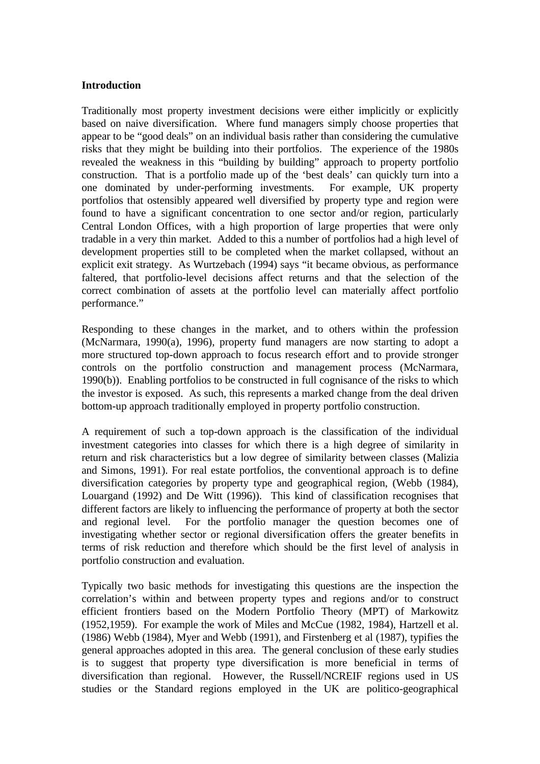**Introduction**

Traditionally most property investment decisions were either implicitly or explicitly based on naive diversification. Where fund managers simply choose properties that appear to be "good deals" on an individual basis rather than considering the cumulative risks that they might be building into their portfolios. The experience of the 1980s revealed the weakness in this "building by building" approach to property portfolio construction. That is a portfolio made up of the 'best deals' can quickly turn into a one dominated by under-performing investments. For example, UK property portfolios that ostensibly appeared well diversified by property type and region were found to have a significant concentration to one sector and/or region, particularly Central London Offices, with a high proportion of large properties that were only tradable in a very thin market. Added to this a number of portfolios had a high level of development properties still to be completed when the market collapsed, without an explicit exit strategy. As Wurtzebach (1994) says "it became obvious, as performance faltered, that portfolio-level decisions affect returns and that the selection of the correct combination of assets at the portfolio level can materially affect portfolio performance."

Responding to these changes in the market, and to others within the profession (McNarmara, 1990(a), 1996), property fund managers are now starting to adopt a more structured top-down approach to focus research effort and to provide stronger controls on the portfolio construction and management process (McNarmara, 1990(b)). Enabling portfolios to be constructed in full cognisance of the risks to which the investor is exposed. As such, this represents a marked change from the deal driven bottom-up approach traditionally employed in property portfolio construction.

A requirement of such a top-down approach is the classification of the individual investment categories into classes for which there is a high degree of similarity in return and risk characteristics but a low degree of similarity between classes (Malizia and Simons, 1991). For real estate portfolios, the conventional approach is to define diversification categories by property type and geographical region, (Webb (1984), Louargand (1992) and De Witt (1996)). This kind of classification recognises that different factors are likely to influencing the performance of property at both the sector and regional level. For the portfolio manager the question becomes one of investigating whether sector or regional diversification offers the greater benefits in terms of risk reduction and therefore which should be the first level of analysis in portfolio construction and evaluation.

Typically two basic methods for investigating this questions are the inspection the correlation's within and between property types and regions and/or to construct efficient frontiers based on the Modern Portfolio Theory (MPT) of Markowitz (1952,1959). For example the work of Miles and McCue (1982, 1984), Hartzell et al. (1986) Webb (1984), Myer and Webb (1991), and Firstenberg et al (1987), typifies the general approaches adopted in this area. The general conclusion of these early studies is to suggest that property type diversification is more beneficial in terms of diversification than regional. However, the Russell/NCREIF regions used in US studies or the Standard regions employed in the UK are politico-geographical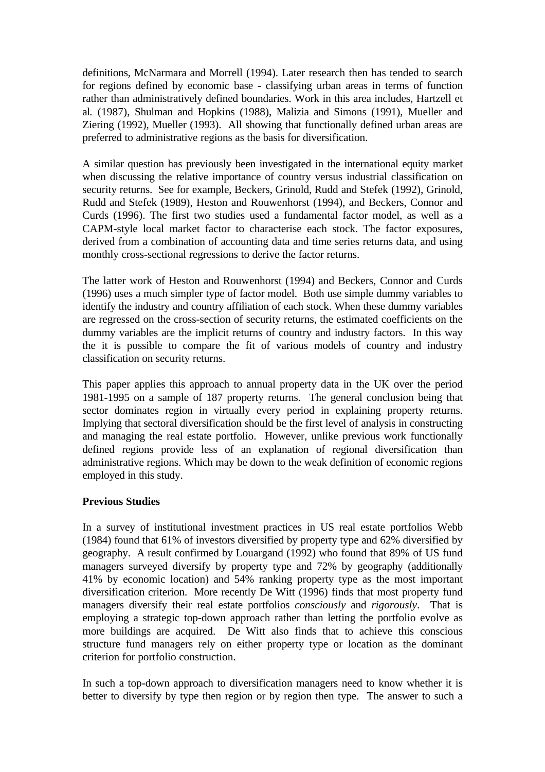definitions, McNarmara and Morrell (1994). Later research then has tended to search for regions defined by economic base - classifying urban areas in terms of function rather than administratively defined boundaries. Work in this area includes, Hartzell et al. (1987), Shulman and Hopkins (1988), Malizia and Simons (1991), Mueller and Ziering (1992), Mueller (1993). All showing that functionally defined urban areas are preferred to administrative regions as the basis for diversification.

A similar question has previously been investigated in the international equity market when discussing the relative importance of country versus industrial classification on security returns. See for example, Beckers, Grinold, Rudd and Stefek (1992), Grinold, Rudd and Stefek (1989), Heston and Rouwenhorst (1994), and Beckers, Connor and Curds (1996). The first two studies used a fundamental factor model, as well as a CAPM-style local market factor to characterise each stock. The factor exposures, derived from a combination of accounting data and time series returns data, and using monthly cross-sectional regressions to derive the factor returns.

The latter work of Heston and Rouwenhorst (1994) and Beckers, Connor and Curds (1996) uses a much simpler type of factor model. Both use simple dummy variables to identify the industry and country affiliation of each stock. When these dummy variables are regressed on the cross-section of security returns, the estimated coefficients on the dummy variables are the implicit returns of country and industry factors. In this way the it is possible to compare the fit of various models of country and industry classification on security returns.

This paper applies this approach to annual property data in the UK over the period 1981-1995 on a sample of 187 property returns. The general conclusion being that sector dominates region in virtually every period in explaining property returns. Implying that sectoral diversification should be the first level of analysis in constructing and managing the real estate portfolio. However, unlike previous work functionally defined regions provide less of an explanation of regional diversification than administrative regions. Which may be down to the weak definition of economic regions employed in this study.

**Previous Studies**

In a survey of institutional investment practices in US real estate portfolios Webb (1984) found that 61% of investors diversified by property type and 62% diversified by geography. A result confirmed by Louargand (1992) who found that 89% of US fund managers surveyed diversify by property type and 72% by geography (additionally 41% by economic location) and 54% ranking property type as the most important diversification criterion. More recently De Witt (1996) finds that most property fund managers diversify their real estate portfolios *consciously* and *rigorously*. That is employing a strategic top-down approach rather than letting the portfolio evolve as more buildings are acquired. De Witt also finds that to achieve this conscious structure fund managers rely on either property type or location as the dominant criterion for portfolio construction.

In such a top-down approach to diversification managers need to know whether it is better to diversify by type then region or by region then type. The answer to such a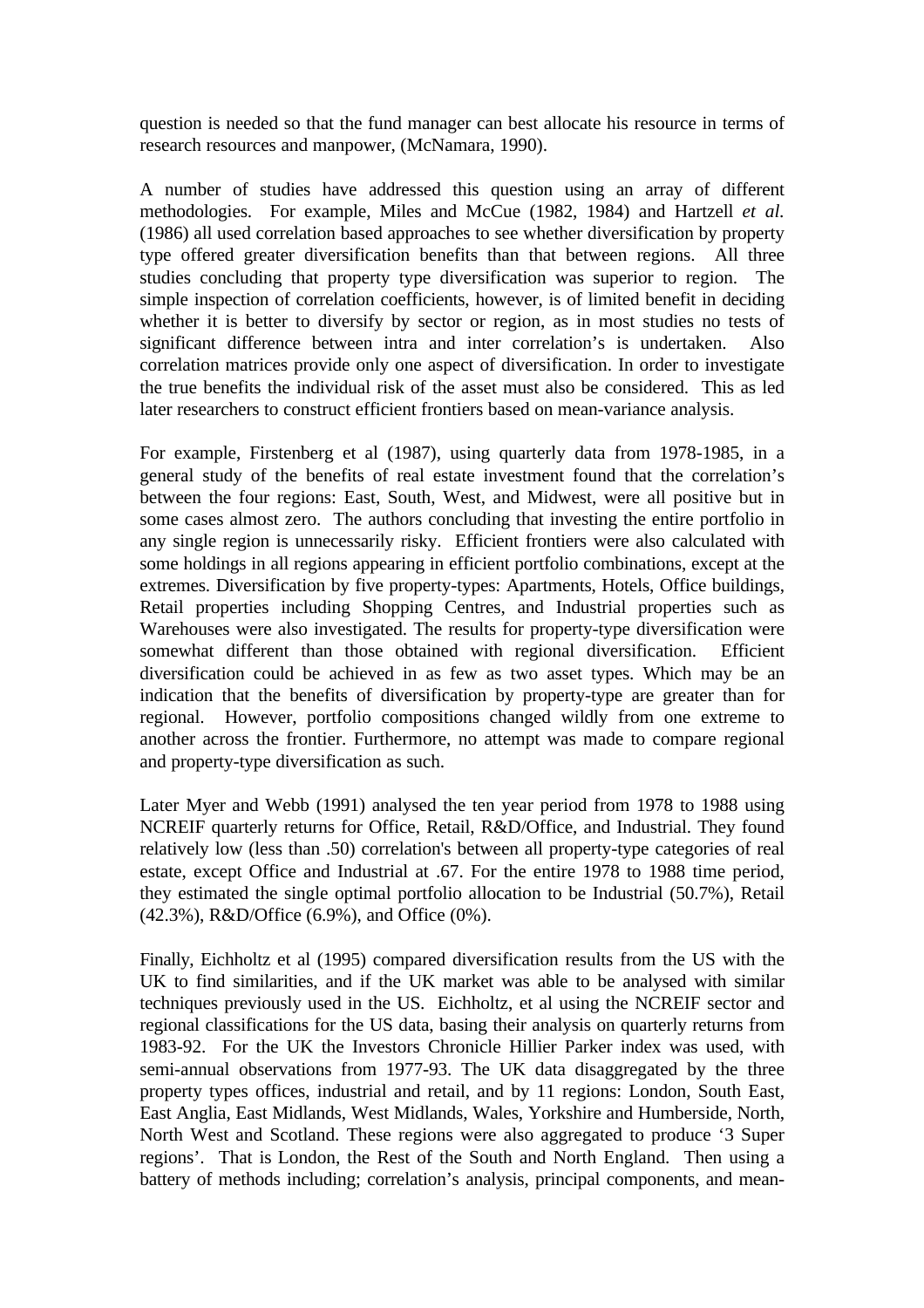question is needed so that the fund manager can best allocate his resource in terms of research resources and manpower, (McNamara, 1990).

A number of studies have addressed this question using an array of different methodologies. For example, Miles and McCue (1982, 1984) and Hartzell *et al.* (1986) all used correlation based approaches to see whether diversification by property type offered greater diversification benefits than that between regions. All three studies concluding that property type diversification was superior to region. The simple inspection of correlation coefficients, however, is of limited benefit in deciding whether it is better to diversify by sector or region, as in most studies no tests of significant difference between intra and inter correlation's is undertaken. Also correlation matrices provide only one aspect of diversification. In order to investigate the true benefits the individual risk of the asset must also be considered. This as led later researchers to construct efficient frontiers based on mean-variance analysis.

For example, Firstenberg et al (1987), using quarterly data from 1978-1985, in a general study of the benefits of real estate investment found that the correlation's between the four regions: East, South, West, and Midwest, were all positive but in some cases almost zero. The authors concluding that investing the entire portfolio in any single region is unnecessarily risky. Efficient frontiers were also calculated with some holdings in all regions appearing in efficient portfolio combinations, except at the extremes. Diversification by five property-types: Apartments, Hotels, Office buildings, Retail properties including Shopping Centres, and Industrial properties such as Warehouses were also investigated. The results for property-type diversification were somewhat different than those obtained with regional diversification. Efficient diversification could be achieved in as few as two asset types. Which may be an indication that the benefits of diversification by property-type are greater than for regional. However, portfolio compositions changed wildly from one extreme to another across the frontier. Furthermore, no attempt was made to compare regional and property-type diversification as such.

Later Myer and Webb (1991) analysed the ten year period from 1978 to 1988 using NCREIF quarterly returns for Office, Retail, R&D/Office, and Industrial. They found relatively low (less than .50) correlation's between all property-type categories of real estate, except Office and Industrial at .67. For the entire 1978 to 1988 time period, they estimated the single optimal portfolio allocation to be Industrial (50.7%), Retail (42.3%), R&D/Office (6.9%), and Office (0%).

Finally, Eichholtz et al (1995) compared diversification results from the US with the UK to find similarities, and if the UK market was able to be analysed with similar techniques previously used in the US. Eichholtz, et al using the NCREIF sector and regional classifications for the US data, basing their analysis on quarterly returns from 1983-92. For the UK the Investors Chronicle Hillier Parker index was used, with semi-annual observations from 1977-93. The UK data disaggregated by the three property types offices, industrial and retail, and by 11 regions: London, South East, East Anglia, East Midlands, West Midlands, Wales, Yorkshire and Humberside, North, North West and Scotland. These regions were also aggregated to produce '3 Super regions'. That is London, the Rest of the South and North England. Then using a battery of methods including; correlation's analysis, principal components, and mean-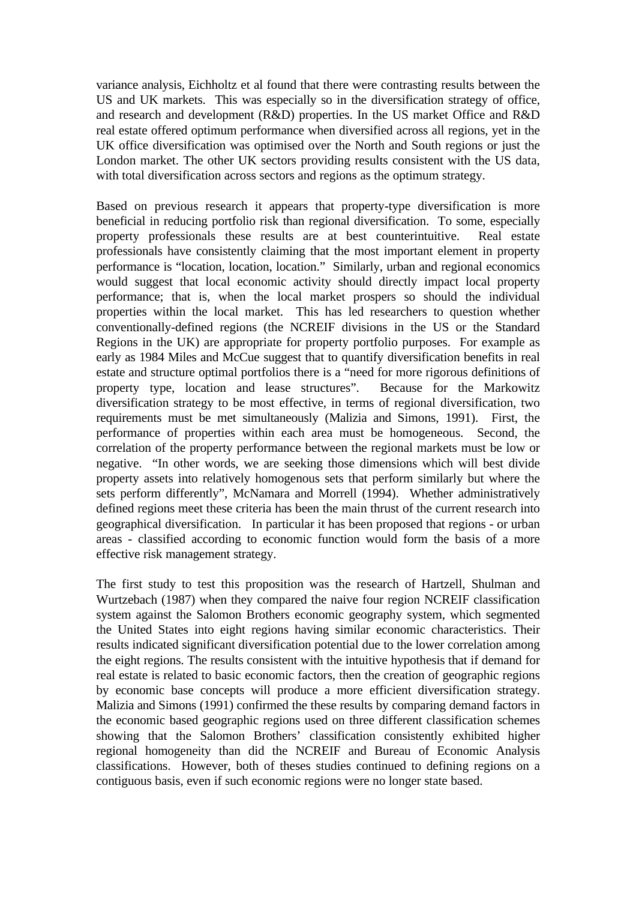variance analysis, Eichholtz et al found that there were contrasting results between the US and UK markets. This was especially so in the diversification strategy of office, and research and development (R&D) properties. In the US market Office and R&D real estate offered optimum performance when diversified across all regions, yet in the UK office diversification was optimised over the North and South regions or just the London market. The other UK sectors providing results consistent with the US data, with total diversification across sectors and regions as the optimum strategy.

Based on previous research it appears that property-type diversification is more beneficial in reducing portfolio risk than regional diversification. To some, especially property professionals these results are at best counterintuitive. Real estate professionals have consistently claiming that the most important element in property performance is "location, location, location." Similarly, urban and regional economics would suggest that local economic activity should directly impact local property performance; that is, when the local market prospers so should the individual properties within the local market. This has led researchers to question whether conventionally-defined regions (the NCREIF divisions in the US or the Standard Regions in the UK) are appropriate for property portfolio purposes. For example as early as 1984 Miles and McCue suggest that to quantify diversification benefits in real estate and structure optimal portfolios there is a "need for more rigorous definitions of property type, location and lease structures". Because for the Markowitz diversification strategy to be most effective, in terms of regional diversification, two requirements must be met simultaneously (Malizia and Simons, 1991). First, the performance of properties within each area must be homogeneous. Second, the correlation of the property performance between the regional markets must be low or negative. "In other words, we are seeking those dimensions which will best divide property assets into relatively homogenous sets that perform similarly but where the sets perform differently", McNamara and Morrell (1994). Whether administratively defined regions meet these criteria has been the main thrust of the current research into geographical diversification. In particular it has been proposed that regions - or urban areas - classified according to economic function would form the basis of a more effective risk management strategy.

The first study to test this proposition was the research of Hartzell, Shulman and Wurtzebach (1987) when they compared the naive four region NCREIF classification system against the Salomon Brothers economic geography system, which segmented the United States into eight regions having similar economic characteristics. Their results indicated significant diversification potential due to the lower correlation among the eight regions. The results consistent with the intuitive hypothesis that if demand for real estate is related to basic economic factors, then the creation of geographic regions by economic base concepts will produce a more efficient diversification strategy. Malizia and Simons (1991) confirmed the these results by comparing demand factors in the economic based geographic regions used on three different classification schemes showing that the Salomon Brothers' classification consistently exhibited higher regional homogeneity than did the NCREIF and Bureau of Economic Analysis classifications. However, both of theses studies continued to defining regions on a contiguous basis, even if such economic regions were no longer state based.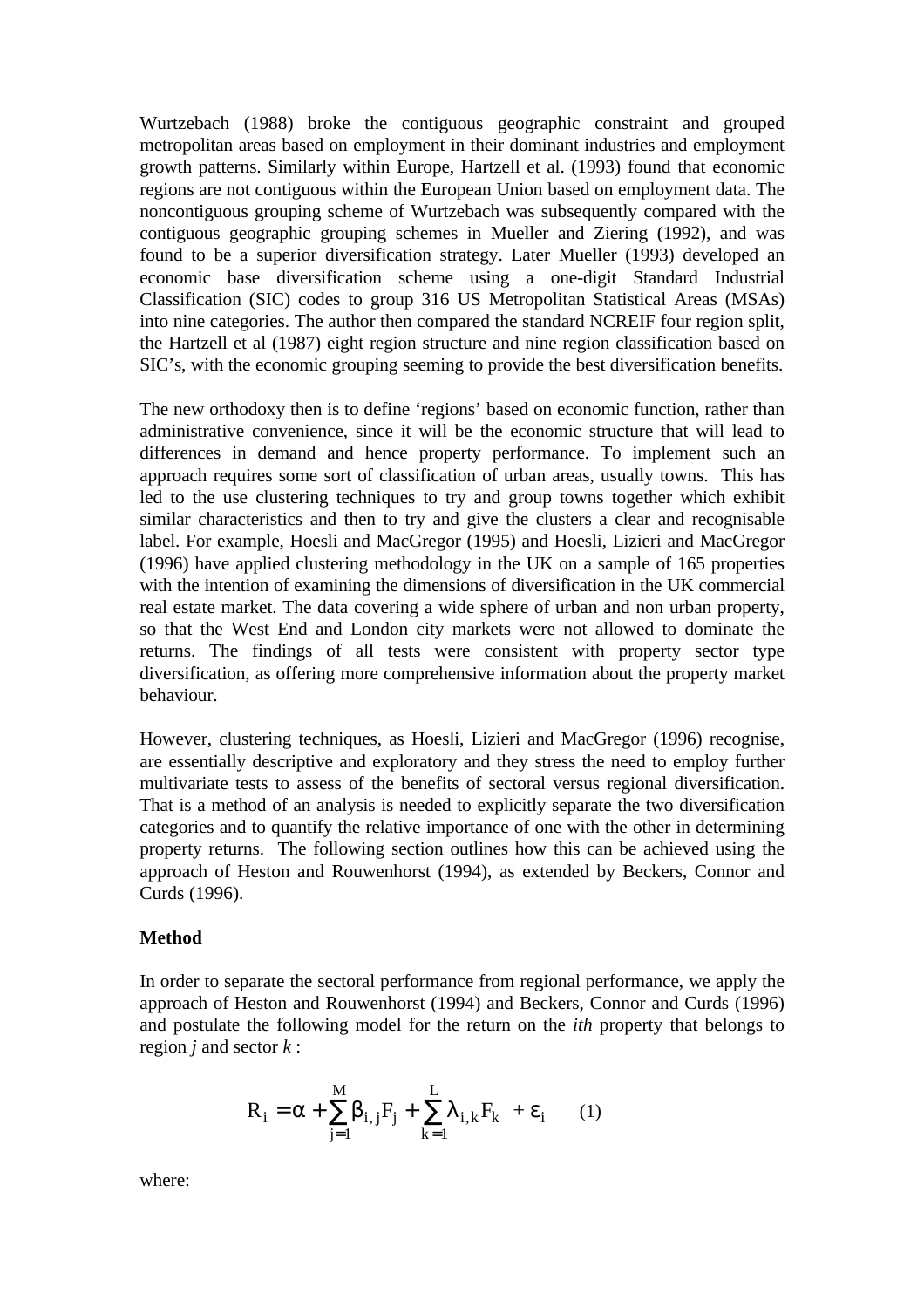Wurtzebach (1988) broke the contiguous geographic constraint and grouped metropolitan areas based on employment in their dominant industries and employment growth patterns. Similarly within Europe, Hartzell et al. (1993) found that economic regions are not contiguous within the European Union based on employment data. The noncontiguous grouping scheme of Wurtzebach was subsequently compared with the contiguous geographic grouping schemes in Mueller and Ziering (1992), and was found to be a superior diversification strategy. Later Mueller (1993) developed an economic base diversification scheme using a one-digit Standard Industrial Classification (SIC) codes to group 316 US Metropolitan Statistical Areas (MSAs) into nine categories. The author then compared the standard NCREIF four region split, the Hartzell et al (1987) eight region structure and nine region classification based on SIC's, with the economic grouping seeming to provide the best diversification benefits.

The new orthodoxy then is to define 'regions' based on economic function, rather than administrative convenience, since it will be the economic structure that will lead to differences in demand and hence property performance. To implement such an approach requires some sort of classification of urban areas, usually towns. This has led to the use clustering techniques to try and group towns together which exhibit similar characteristics and then to try and give the clusters a clear and recognisable label. For example, Hoesli and MacGregor (1995) and Hoesli, Lizieri and MacGregor (1996) have applied clustering methodology in the UK on a sample of 165 properties with the intention of examining the dimensions of diversification in the UK commercial real estate market. The data covering a wide sphere of urban and non urban property, so that the West End and London city markets were not allowed to dominate the returns. The findings of all tests were consistent with property sector type diversification, as offering more comprehensive information about the property market behaviour.

However, clustering techniques, as Hoesli, Lizieri and MacGregor (1996) recognise, are essentially descriptive and exploratory and they stress the need to employ further multivariate tests to assess of the benefits of sectoral versus regional diversification. That is a method of an analysis is needed to explicitly separate the two diversification categories and to quantify the relative importance of one with the other in determining property returns. The following section outlines how this can be achieved using the approach of Heston and Rouwenhorst (1994), as extended by Beckers, Connor and Curds (1996).

## Method

In order to separate the sectoral performance from regional performance, we apply the approach of Heston and Rouwenhorst (1994) and Beckers, Connor and Curds (1996) and postulate the following model for the return on the *ith* property that belongs to region *j* and sector *k* :

$$R_i = \alpha + \sum_{j=1}^{M} \beta_{i,j} F_j + \sum_{k=1}^{L} \lambda_{i,k} F_k + \varepsilon_i \qquad (1)$$

where: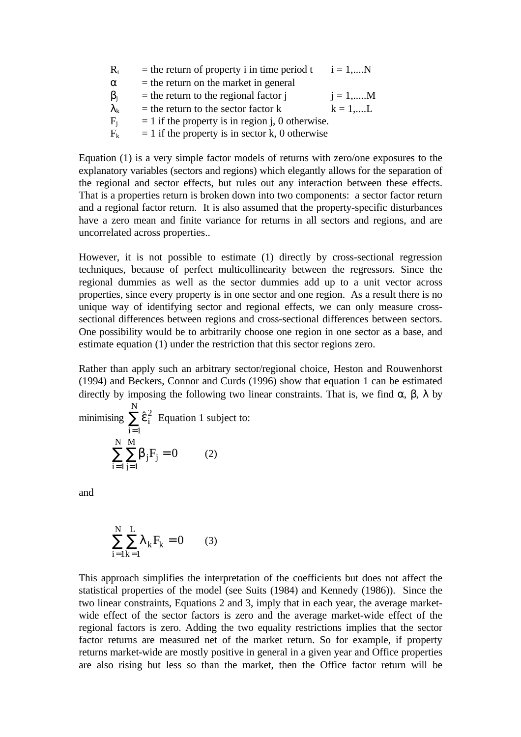$R_i$ = the return of property i in time period t  i = 1,....N

$\alpha$ = the return on the market in general

$\beta_j$ = the return to the regional factor j  j = 1,.....M

$\lambda_k$ = the return to the sector factor k  k = 1,....L

$F_j$ = 1 if the property is in region j, 0 otherwise.

$F_k$ = 1 if the property is in sector k, 0 otherwise

Equation (1) is a very simple factor models of returns with zero/one exposures to the explanatory variables (sectors and regions) which elegantly allows for the separation of the regional and sector effects, but rules out any interaction between these effects. That is a properties return is broken down into two components: a sector factor return and a regional factor return. It is also assumed that the property-specific disturbances have a zero mean and finite variance for returns in all sectors and regions, and are uncorrelated across properties..

However, it is not possible to estimate (1) directly by cross-sectional regression techniques, because of perfect multicollinearity between the regressors. Since the regional dummies as well as the sector dummies add up to a unit vector across properties, since every property is in one sector and one region. As a result there is no unique way of identifying sector and regional effects, we can only measure cross-sectional differences between regions and cross-sectional differences between sectors. One possibility would be to arbitrarily choose one region in one sector as a base, and estimate equation (1) under the restriction that this sector regions zero.

Rather than apply such an arbitrary sector/regional choice, Heston and Rouwenhorst (1994) and Beckers, Connor and Curds (1996) show that equation 1 can be estimated directly by imposing the following two linear constraints. That is, we find $\alpha$, $\beta$, $\lambda$ by minimising $\sum_{i=1}^{N} \hat{\varepsilon}_i^2$ Equation 1 subject to:

$$\sum_{i=1}^{N} \sum_{j=1}^{M} \beta_j F_j = 0 \qquad (2)$$

and

$$\sum_{i=1}^{N} \sum_{k=1}^{L} \lambda_k F_k = 0 \qquad (3)$$

This approach simplifies the interpretation of the coefficients but does not affect the statistical properties of the model (see Suits (1984) and Kennedy (1986)). Since the two linear constraints, Equations 2 and 3, imply that in each year, the average market-wide effect of the sector factors is zero and the average market-wide effect of the regional factors is zero. Adding the two equality restrictions implies that the sector factor returns are measured net of the market return. So for example, if property returns market-wide are mostly positive in general in a given year and Office properties are also rising but less so than the market, then the Office factor return will be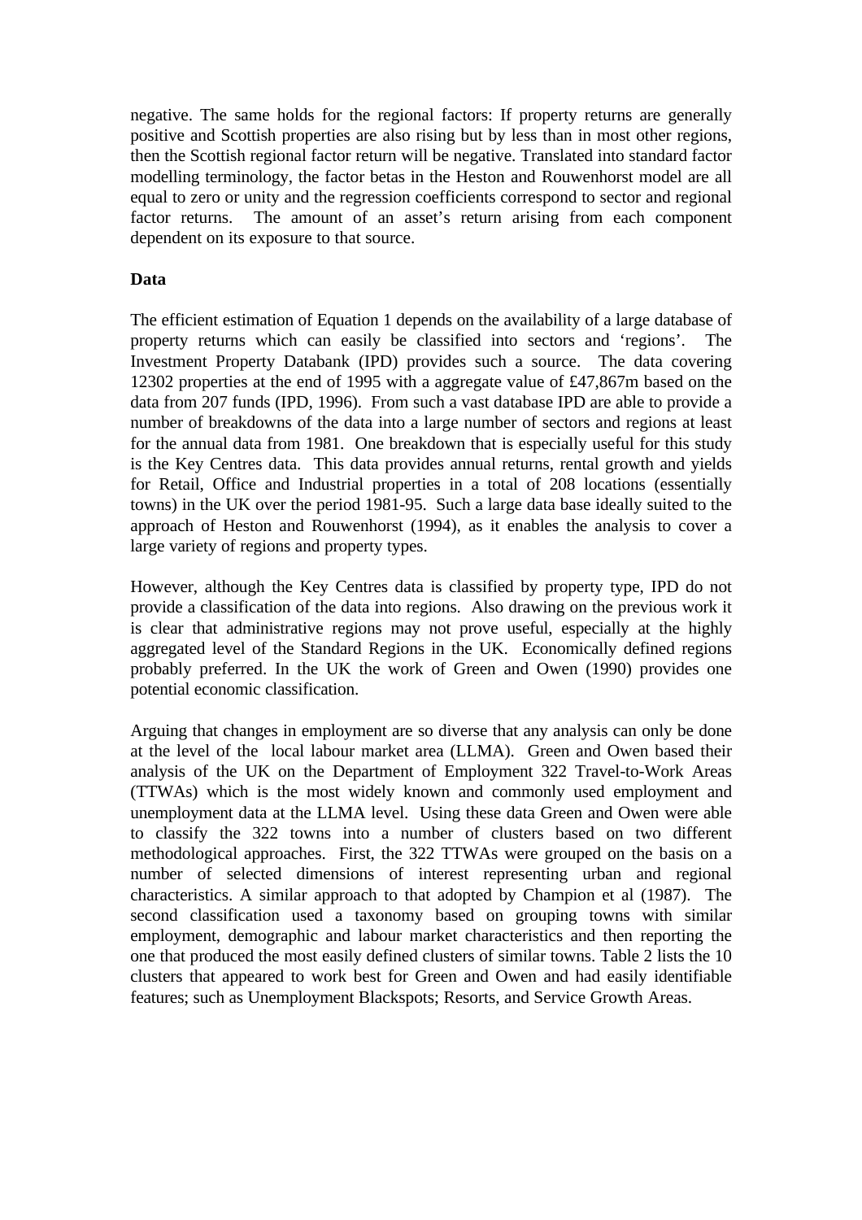negative. The same holds for the regional factors: If property returns are generally positive and Scottish properties are also rising but by less than in most other regions, then the Scottish regional factor return will be negative. Translated into standard factor modelling terminology, the factor betas in the Heston and Rouwenhorst model are all equal to zero or unity and the regression coefficients correspond to sector and regional factor returns. The amount of an asset's return arising from each component dependent on its exposure to that source.

**Data**

The efficient estimation of Equation 1 depends on the availability of a large database of property returns which can easily be classified into sectors and 'regions'. The Investment Property Databank (IPD) provides such a source. The data covering 12302 properties at the end of 1995 with a aggregate value of £47,867m based on the data from 207 funds (IPD, 1996). From such a vast database IPD are able to provide a number of breakdowns of the data into a large number of sectors and regions at least for the annual data from 1981. One breakdown that is especially useful for this study is the Key Centres data. This data provides annual returns, rental growth and yields for Retail, Office and Industrial properties in a total of 208 locations (essentially towns) in the UK over the period 1981-95. Such a large data base ideally suited to the approach of Heston and Rouwenhorst (1994), as it enables the analysis to cover a large variety of regions and property types.

However, although the Key Centres data is classified by property type, IPD do not provide a classification of the data into regions. Also drawing on the previous work it is clear that administrative regions may not prove useful, especially at the highly aggregated level of the Standard Regions in the UK. Economically defined regions probably preferred. In the UK the work of Green and Owen (1990) provides one potential economic classification.

Arguing that changes in employment are so diverse that any analysis can only be done at the level of the local labour market area (LLMA). Green and Owen based their analysis of the UK on the Department of Employment 322 Travel-to-Work Areas (TTWAs) which is the most widely known and commonly used employment and unemployment data at the LLMA level. Using these data Green and Owen were able to classify the 322 towns into a number of clusters based on two different methodological approaches. First, the 322 TTWAs were grouped on the basis on a number of selected dimensions of interest representing urban and regional characteristics. A similar approach to that adopted by Champion et al (1987). The second classification used a taxonomy based on grouping towns with similar employment, demographic and labour market characteristics and then reporting the one that produced the most easily defined clusters of similar towns. Table 2 lists the 10 clusters that appeared to work best for Green and Owen and had easily identifiable features; such as Unemployment Blackspots; Resorts, and Service Growth Areas.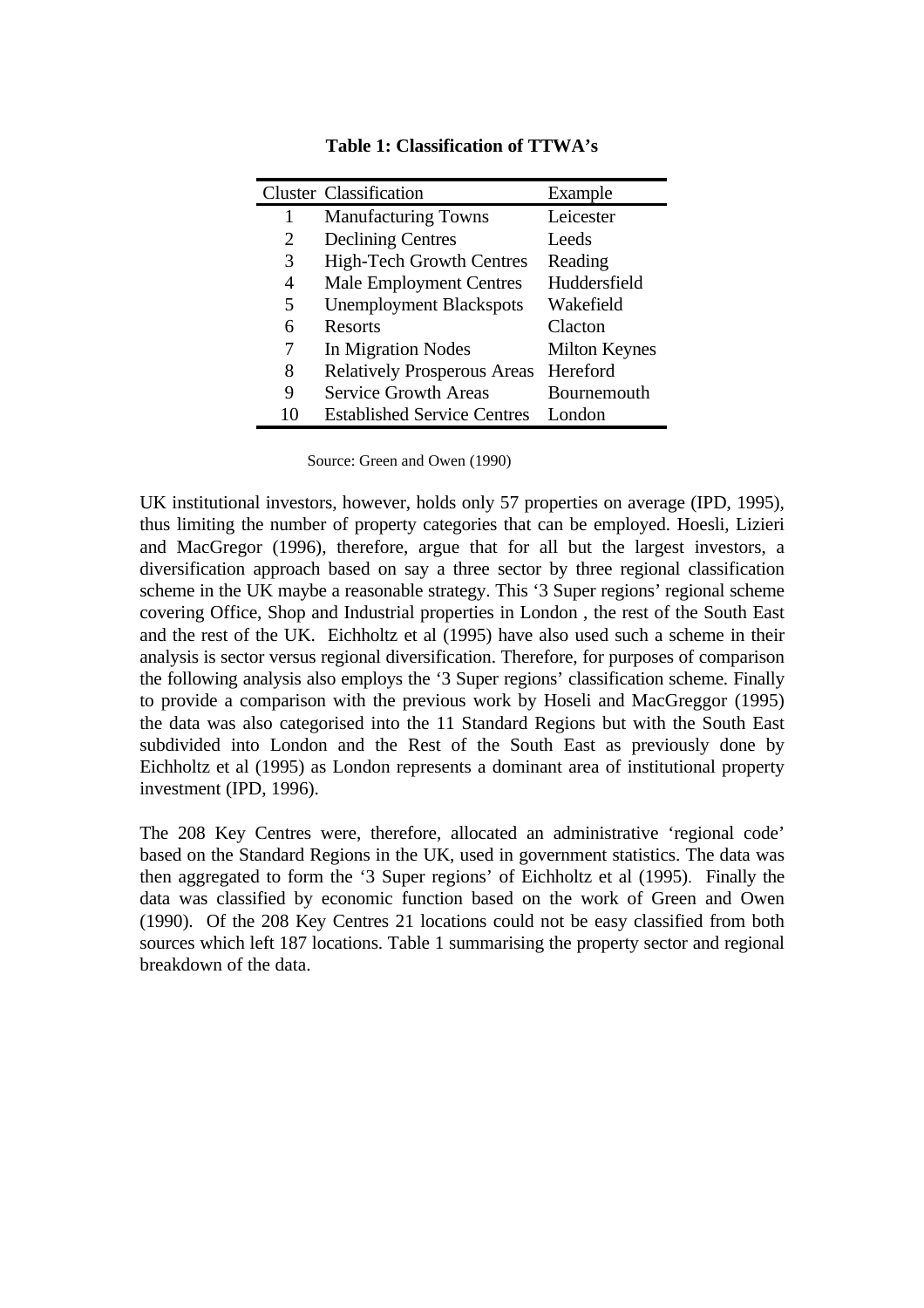**Table 1: Classification of TTWA's**

| Cluster | Classification | Example |
|---|---|---|
| 1 | Manufacturing Towns | Leicester |
| 2 | Declining Centres | Leeds |
| 3 | High-Tech Growth Centres | Reading |
| 4 | Male Employment Centres | Huddersfield |
| 5 | Unemployment Blackspots | Wakefield |
| 6 | Resorts | Clacton |
| 7 | In Migration Nodes | Milton Keynes |
| 8 | Relatively Prosperous Areas | Hereford |
| 9 | Service Growth Areas | Bournemouth |
| 10 | Established Service Centres | London |

Source: Green and Owen (1990)

UK institutional investors, however, holds only 57 properties on average (IPD, 1995), thus limiting the number of property categories that can be employed. Hoesli, Lizieri and MacGregor (1996), therefore, argue that for all but the largest investors, a diversification approach based on say a three sector by three regional classification scheme in the UK maybe a reasonable strategy. This '3 Super regions' regional scheme covering Office, Shop and Industrial properties in London , the rest of the South East and the rest of the UK. Eichholtz et al (1995) have also used such a scheme in their analysis is sector versus regional diversification. Therefore, for purposes of comparison the following analysis also employs the '3 Super regions' classification scheme. Finally to provide a comparison with the previous work by Hoseli and MacGreggor (1995) the data was also categorised into the 11 Standard Regions but with the South East subdivided into London and the Rest of the South East as previously done by Eichholtz et al (1995) as London represents a dominant area of institutional property investment (IPD, 1996).

The 208 Key Centres were, therefore, allocated an administrative 'regional code' based on the Standard Regions in the UK, used in government statistics. The data was then aggregated to form the '3 Super regions' of Eichholtz et al (1995). Finally the data was classified by economic function based on the work of Green and Owen (1990). Of the 208 Key Centres 21 locations could not be easy classified from both sources which left 187 locations. Table 1 summarising the property sector and regional breakdown of the data.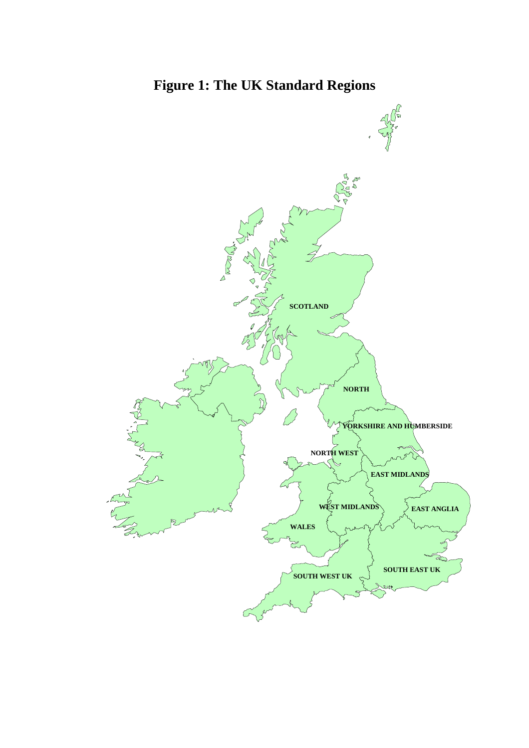# Figure 1: The UK Standard Regions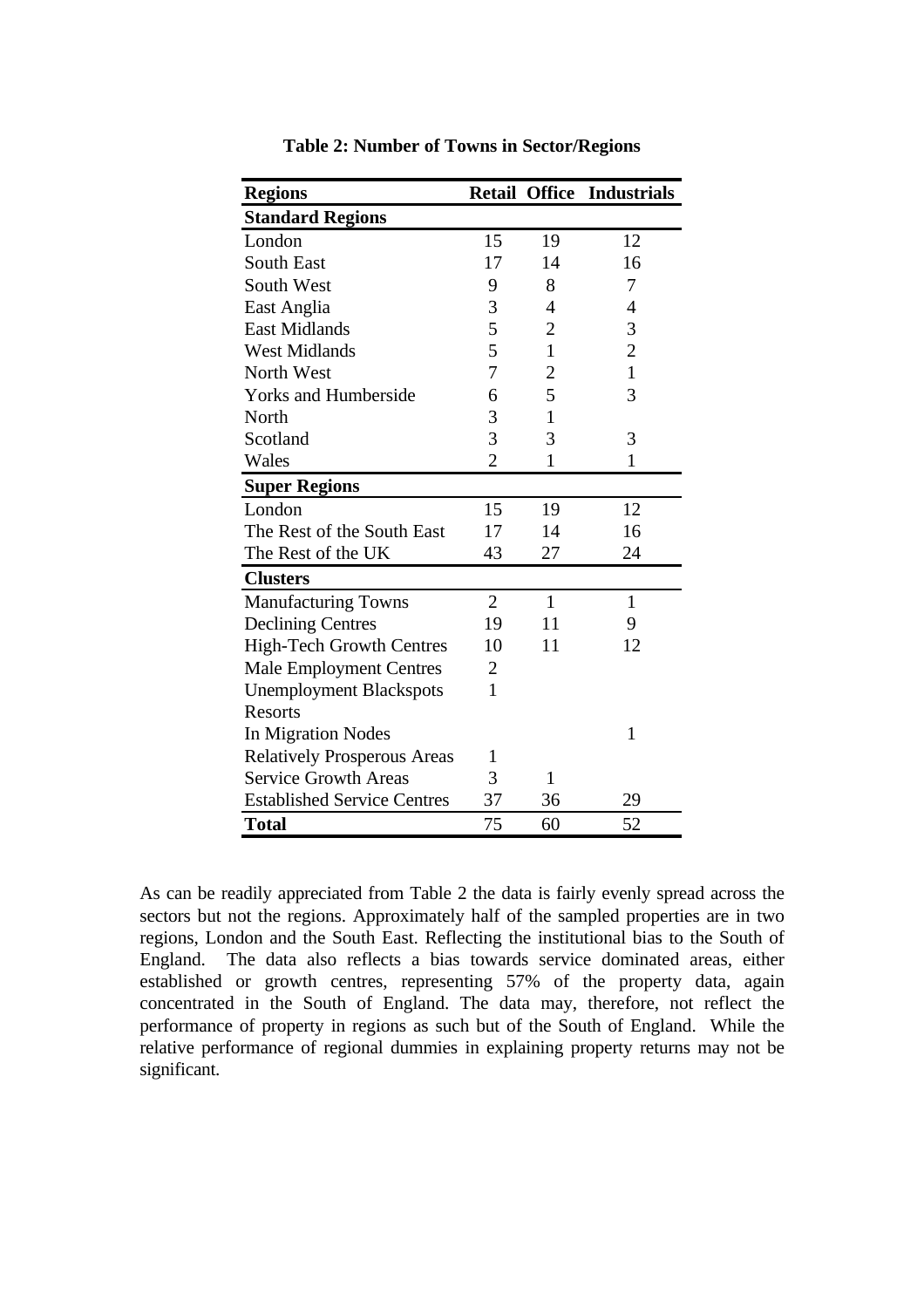**Table 2: Number of Towns in Sector/Regions**

| Regions | Retail | Office | Industrials |
|---|---|---|---|
| **Standard Regions** | | | |
| London | 15 | 19 | 12 |
| South East | 17 | 14 | 16 |
| South West | 9 | 8 | 7 |
| East Anglia | 3 | 4 | 4 |
| East Midlands | 5 | 2 | 3 |
| West Midlands | 5 | 1 | 2 |
| North West | 7 | 2 | 1 |
| Yorks and Humberside | 6 | 5 | 3 |
| North | 3 | 1 | |
| Scotland | 3 | 3 | 3 |
| Wales | 2 | 1 | 1 |
| **Super Regions** | | | |
| London | 15 | 19 | 12 |
| The Rest of the South East | 17 | 14 | 16 |
| The Rest of the UK | 43 | 27 | 24 |
| **Clusters** | | | |
| Manufacturing Towns | 2 | 1 | 1 |
| Declining Centres | 19 | 11 | 9 |
| High-Tech Growth Centres | 10 | 11 | 12 |
| Male Employment Centres | 2 | | |
| Unemployment Blackspots | 1 | | |
| Resorts | | | |
| In Migration Nodes | | | 1 |
| Relatively Prosperous Areas | 1 | | |
| Service Growth Areas | 3 | 1 | |
| Established Service Centres | 37 | 36 | 29 |
| **Total** | 75 | 60 | 52 |

As can be readily appreciated from Table 2 the data is fairly evenly spread across the sectors but not the regions. Approximately half of the sampled properties are in two regions, London and the South East. Reflecting the institutional bias to the South of England. The data also reflects a bias towards service dominated areas, either established or growth centres, representing 57% of the property data, again concentrated in the South of England. The data may, therefore, not reflect the performance of property in regions as such but of the South of England. While the relative performance of regional dummies in explaining property returns may not be significant.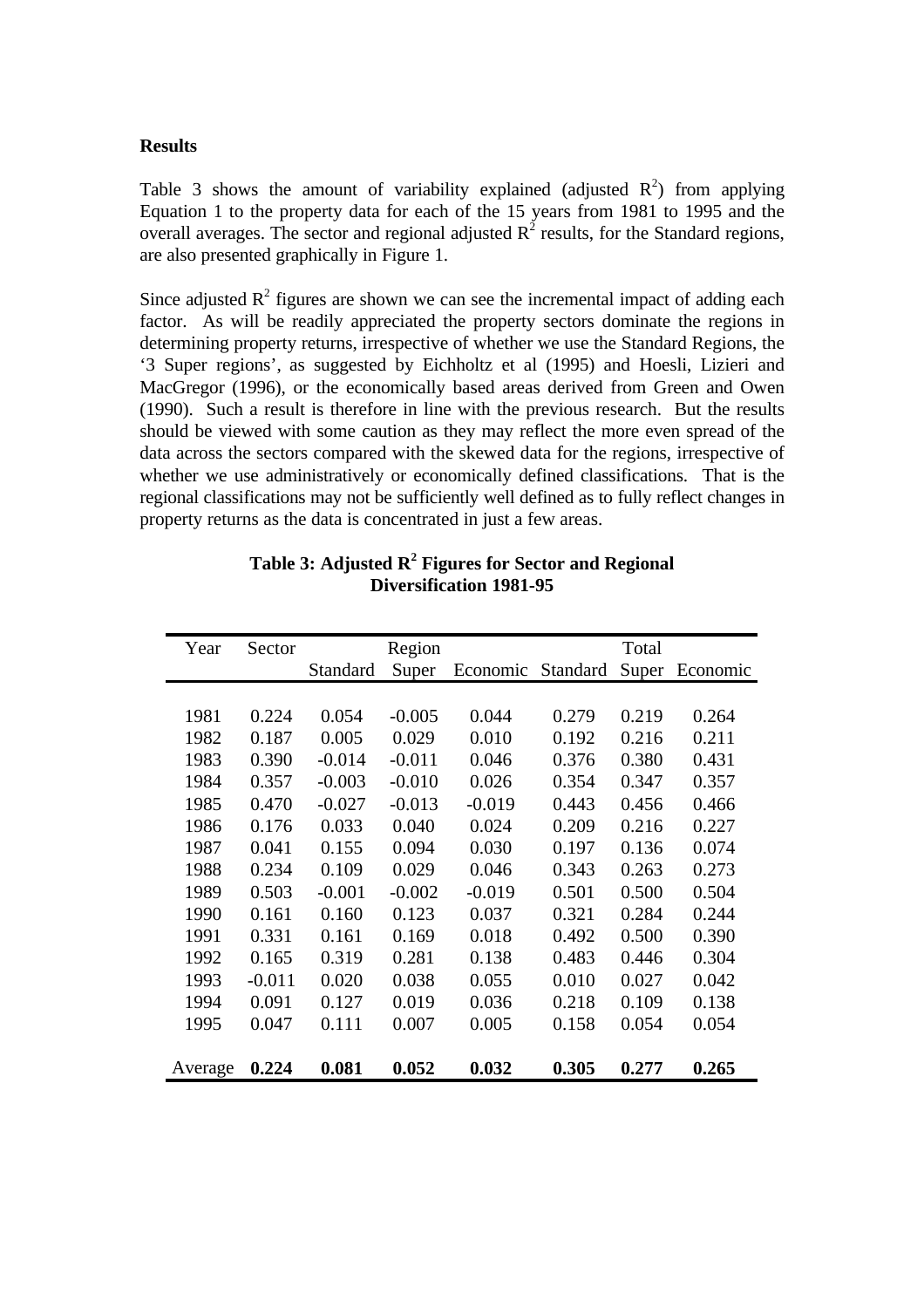**Results**

Table 3 shows the amount of variability explained (adjusted $R^2$) from applying Equation 1 to the property data for each of the 15 years from 1981 to 1995 and the overall averages. The sector and regional adjusted $R^2$ results, for the Standard regions, are also presented graphically in Figure 1.

Since adjusted $R^2$ figures are shown we can see the incremental impact of adding each factor. As will be readily appreciated the property sectors dominate the regions in determining property returns, irrespective of whether we use the Standard Regions, the '3 Super regions', as suggested by Eichholtz et al (1995) and Hoesli, Lizieri and MacGregor (1996), or the economically based areas derived from Green and Owen (1990). Such a result is therefore in line with the previous research. But the results should be viewed with some caution as they may reflect the more even spread of the data across the sectors compared with the skewed data for the regions, irrespective of whether we use administratively or economically defined classifications. That is the regional classifications may not be sufficiently well defined as to fully reflect changes in property returns as the data is concentrated in just a few areas.

**Table 3: Adjusted $R^2$ Figures for Sector and Regional Diversification 1981-95**

| Year | Sector | Region | | | Total | | |
|---|---|---|---|---|---|---|---|
| | | Standard | Super | Economic | Standard | Super | Economic |
| 1981 | 0.224 | 0.054 | -0.005 | 0.044 | 0.279 | 0.219 | 0.264 |
| 1982 | 0.187 | 0.005 | 0.029 | 0.010 | 0.192 | 0.216 | 0.211 |
| 1983 | 0.390 | -0.014 | -0.011 | 0.046 | 0.376 | 0.380 | 0.431 |
| 1984 | 0.357 | -0.003 | -0.010 | 0.026 | 0.354 | 0.347 | 0.357 |
| 1985 | 0.470 | -0.027 | -0.013 | -0.019 | 0.443 | 0.456 | 0.466 |
| 1986 | 0.176 | 0.033 | 0.040 | 0.024 | 0.209 | 0.216 | 0.227 |
| 1987 | 0.041 | 0.155 | 0.094 | 0.030 | 0.197 | 0.136 | 0.074 |
| 1988 | 0.234 | 0.109 | 0.029 | 0.046 | 0.343 | 0.263 | 0.273 |
| 1989 | 0.503 | -0.001 | -0.002 | -0.019 | 0.501 | 0.500 | 0.504 |
| 1990 | 0.161 | 0.160 | 0.123 | 0.037 | 0.321 | 0.284 | 0.244 |
| 1991 | 0.331 | 0.161 | 0.169 | 0.018 | 0.492 | 0.500 | 0.390 |
| 1992 | 0.165 | 0.319 | 0.281 | 0.138 | 0.483 | 0.446 | 0.304 |
| 1993 | -0.011 | 0.020 | 0.038 | 0.055 | 0.010 | 0.027 | 0.042 |
| 1994 | 0.091 | 0.127 | 0.019 | 0.036 | 0.218 | 0.109 | 0.138 |
| 1995 | 0.047 | 0.111 | 0.007 | 0.005 | 0.158 | 0.054 | 0.054 |
| Average | **0.224** | **0.081** | **0.052** | **0.032** | **0.305** | **0.277** | **0.265** |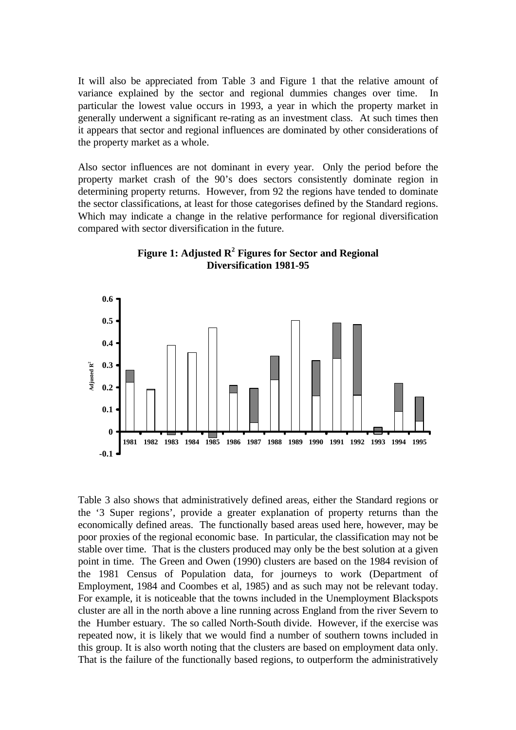It will also be appreciated from Table 3 and Figure 1 that the relative amount of variance explained by the sector and regional dummies changes over time. In particular the lowest value occurs in 1993, a year in which the property market in generally underwent a significant re-rating as an investment class. At such times then it appears that sector and regional influences are dominated by other considerations of the property market as a whole.

Also sector influences are not dominant in every year. Only the period before the property market crash of the 90's does sectors consistently dominate region in determining property returns. However, from 92 the regions have tended to dominate the sector classifications, at least for those categorises defined by the Standard regions. Which may indicate a change in the relative performance for regional diversification compared with sector diversification in the future.

**Figure 1: Adjusted $R^2$ Figures for Sector and Regional Diversification 1981-95**

Table 3 also shows that administratively defined areas, either the Standard regions or the '3 Super regions', provide a greater explanation of property returns than the economically defined areas. The functionally based areas used here, however, may be poor proxies of the regional economic base. In particular, the classification may not be stable over time. That is the clusters produced may only be the best solution at a given point in time. The Green and Owen (1990) clusters are based on the 1984 revision of the 1981 Census of Population data, for journeys to work (Department of Employment, 1984 and Coombes et al, 1985) and as such may not be relevant today. For example, it is noticeable that the towns included in the Unemployment Blackspots cluster are all in the north above a line running across England from the river Severn to the Humber estuary. The so called North-South divide. However, if the exercise was repeated now, it is likely that we would find a number of southern towns included in this group. It is also worth noting that the clusters are based on employment data only. That is the failure of the functionally based regions, to outperform the administratively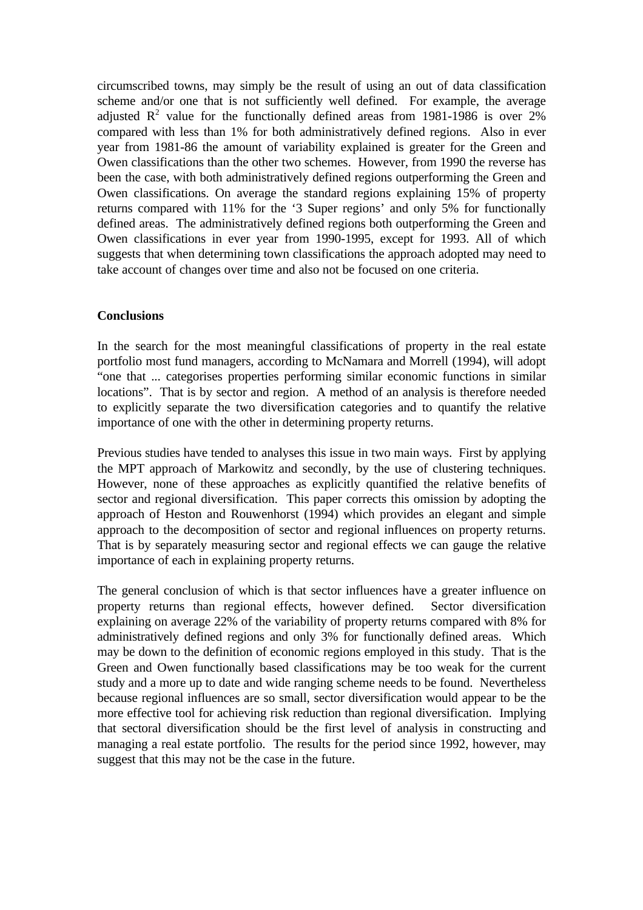circumscribed towns, may simply be the result of using an out of data classification scheme and/or one that is not sufficiently well defined. For example, the average adjusted $R^2$ value for the functionally defined areas from 1981-1986 is over 2% compared with less than 1% for both administratively defined regions. Also in ever year from 1981-86 the amount of variability explained is greater for the Green and Owen classifications than the other two schemes. However, from 1990 the reverse has been the case, with both administratively defined regions outperforming the Green and Owen classifications. On average the standard regions explaining 15% of property returns compared with 11% for the '3 Super regions' and only 5% for functionally defined areas. The administratively defined regions both outperforming the Green and Owen classifications in ever year from 1990-1995, except for 1993. All of which suggests that when determining town classifications the approach adopted may need to take account of changes over time and also not be focused on one criteria.

**Conclusions**

In the search for the most meaningful classifications of property in the real estate portfolio most fund managers, according to McNamara and Morrell (1994), will adopt "one that ... categorises properties performing similar economic functions in similar locations". That is by sector and region. A method of an analysis is therefore needed to explicitly separate the two diversification categories and to quantify the relative importance of one with the other in determining property returns.

Previous studies have tended to analyses this issue in two main ways. First by applying the MPT approach of Markowitz and secondly, by the use of clustering techniques. However, none of these approaches as explicitly quantified the relative benefits of sector and regional diversification. This paper corrects this omission by adopting the approach of Heston and Rouwenhorst (1994) which provides an elegant and simple approach to the decomposition of sector and regional influences on property returns. That is by separately measuring sector and regional effects we can gauge the relative importance of each in explaining property returns.

The general conclusion of which is that sector influences have a greater influence on property returns than regional effects, however defined. Sector diversification explaining on average 22% of the variability of property returns compared with 8% for administratively defined regions and only 3% for functionally defined areas. Which may be down to the definition of economic regions employed in this study. That is the Green and Owen functionally based classifications may be too weak for the current study and a more up to date and wide ranging scheme needs to be found. Nevertheless because regional influences are so small, sector diversification would appear to be the more effective tool for achieving risk reduction than regional diversification. Implying that sectoral diversification should be the first level of analysis in constructing and managing a real estate portfolio. The results for the period since 1992, however, may suggest that this may not be the case in the future.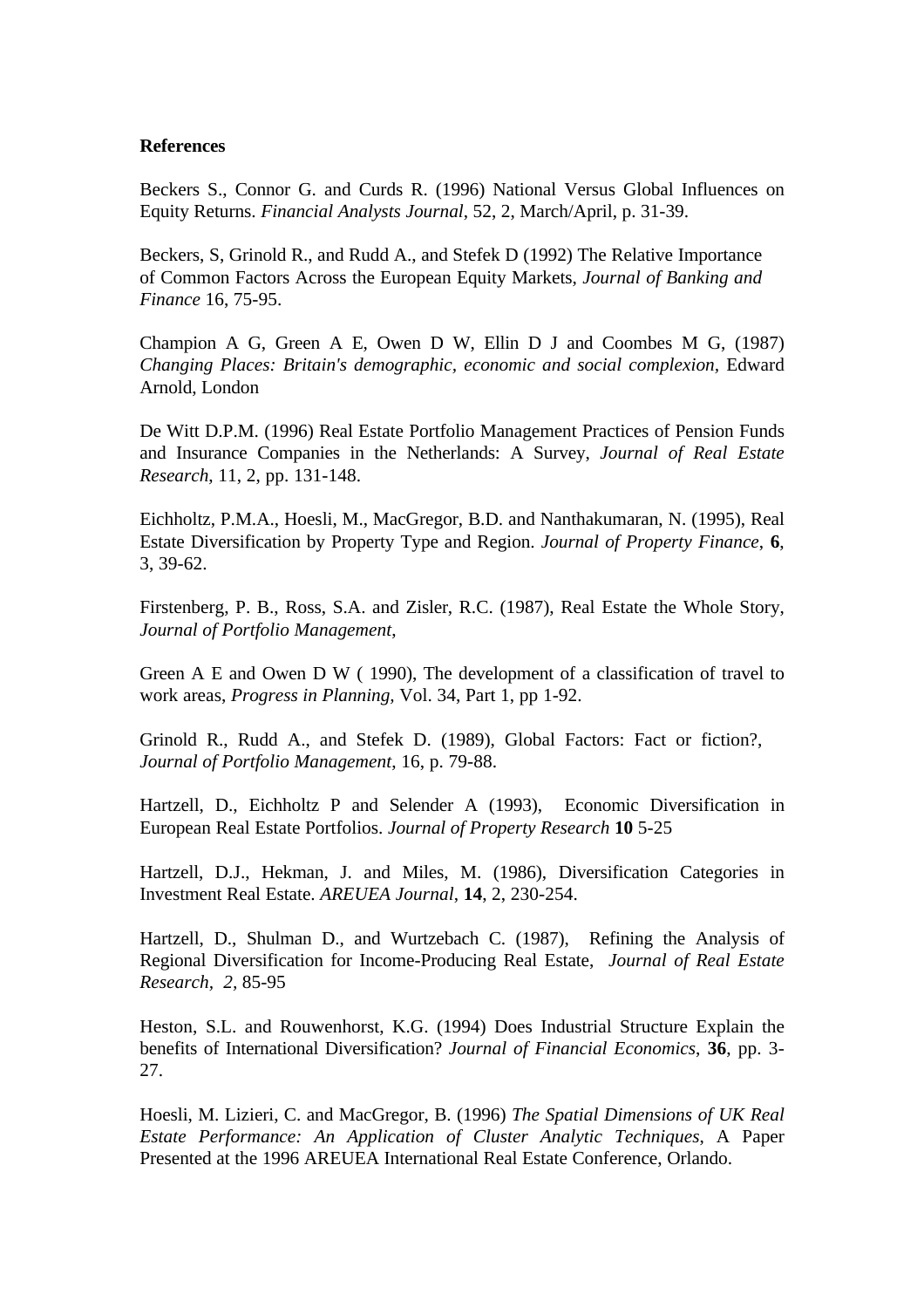**References**

Beckers S., Connor G. and Curds R. (1996) National Versus Global Influences on Equity Returns. *Financial Analysts Journal*, 52, 2, March/April, p. 31-39.

Beckers, S, Grinold R., and Rudd A., and Stefek D (1992) The Relative Importance of Common Factors Across the European Equity Markets, *Journal of Banking and Finance* 16, 75-95.

Champion A G, Green A E, Owen D W, Ellin D J and Coombes M G, (1987) *Changing Places: Britain's demographic, economic and social complexion,* Edward Arnold, London

De Witt D.P.M. (1996) Real Estate Portfolio Management Practices of Pension Funds and Insurance Companies in the Netherlands: A Survey, *Journal of Real Estate Research*, 11, 2, pp. 131-148.

Eichholtz, P.M.A., Hoesli, M., MacGregor, B.D. and Nanthakumaran, N. (1995), Real Estate Diversification by Property Type and Region. *Journal of Property Finance*, **6**, 3, 39-62.

Firstenberg, P. B., Ross, S.A. and Zisler, R.C. (1987), Real Estate the Whole Story, *Journal of Portfolio Management*,

Green A E and Owen D W ( 1990), The development of a classification of travel to work areas, *Progress in Planning,* Vol. 34, Part 1, pp 1-92.

Grinold R., Rudd A., and Stefek D. (1989), Global Factors: Fact or fiction?, *Journal of Portfolio Management*, 16, p. 79-88.

Hartzell, D., Eichholtz P and Selender A (1993), Economic Diversification in European Real Estate Portfolios. *Journal of Property Research* **10** 5-25

Hartzell, D.J., Hekman, J. and Miles, M. (1986), Diversification Categories in Investment Real Estate. *AREUEA Journal*, **14**, 2, 230-254.

Hartzell, D., Shulman D., and Wurtzebach C. (1987), Refining the Analysis of Regional Diversification for Income-Producing Real Estate, *Journal of Real Estate Research*, *2*, 85-95

Heston, S.L. and Rouwenhorst, K.G. (1994) Does Industrial Structure Explain the benefits of International Diversification? *Journal of Financial Economics*, **36**, pp. 3-27.

Hoesli, M. Lizieri, C. and MacGregor, B. (1996) *The Spatial Dimensions of UK Real Estate Performance: An Application of Cluster Analytic Techniques*, A Paper Presented at the 1996 AREUEA International Real Estate Conference, Orlando.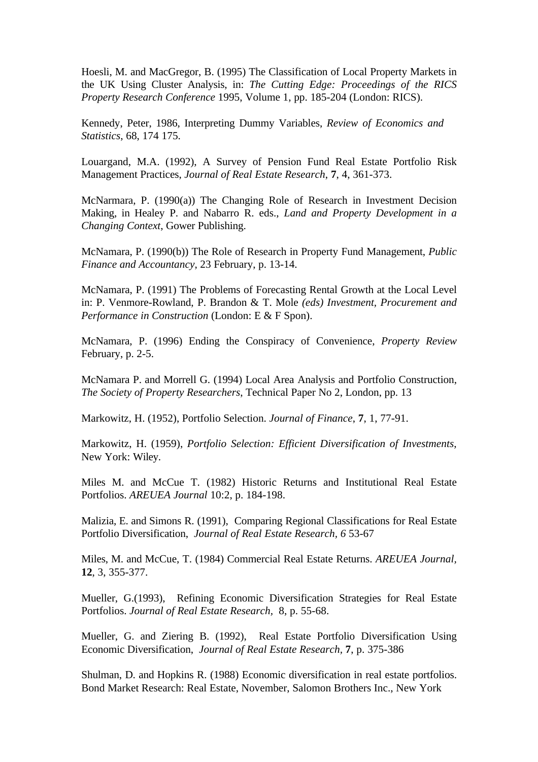Hoesli, M. and MacGregor, B. (1995) The Classification of Local Property Markets in the UK Using Cluster Analysis, in: *The Cutting Edge: Proceedings of the RICS Property Research Conference* 1995, Volume 1, pp. 185-204 (London: RICS).

Kennedy, Peter, 1986, Interpreting Dummy Variables, *Review of Economics and Statistics*, 68, 174 175.

Louargand, M.A. (1992), A Survey of Pension Fund Real Estate Portfolio Risk Management Practices, *Journal of Real Estate Research*, **7**, 4, 361-373.

McNarmara, P. (1990(a)) The Changing Role of Research in Investment Decision Making, in Healey P. and Nabarro R. eds., *Land and Property Development in a Changing Context*, Gower Publishing.

McNamara, P. (1990(b)) The Role of Research in Property Fund Management, *Public Finance and Accountancy*, 23 February, p. 13-14.

McNamara, P. (1991) The Problems of Forecasting Rental Growth at the Local Level in: P. Venmore-Rowland, P. Brandon & T. Mole *(eds) Investment, Procurement and Performance in Construction* (London: E & F Spon).

McNamara, P. (1996) Ending the Conspiracy of Convenience, *Property Review* February, p. 2-5.

McNamara P. and Morrell G. (1994) Local Area Analysis and Portfolio Construction, *The Society of Property Researchers*, Technical Paper No 2, London, pp. 13

Markowitz, H. (1952), Portfolio Selection. *Journal of Finance*, **7**, 1, 77-91.

Markowitz, H. (1959), *Portfolio Selection: Efficient Diversification of Investments*, New York: Wiley.

Miles M. and McCue T. (1982) Historic Returns and Institutional Real Estate Portfolios. *AREUEA Journal* 10:2, p. 184-198.

Malizia, E. and Simons R. (1991), Comparing Regional Classifications for Real Estate Portfolio Diversification, *Journal of Real Estate Research, 6* 53-67

Miles, M. and McCue, T. (1984) Commercial Real Estate Returns. *AREUEA Journal*, **12**, 3, 355-377.

Mueller, G.(1993), Refining Economic Diversification Strategies for Real Estate Portfolios. *Journal of Real Estate Research*, 8, p. 55-68.

Mueller, G. and Ziering B. (1992), Real Estate Portfolio Diversification Using Economic Diversification, *Journal of Real Estate Research*, **7**, p. 375-386

Shulman, D. and Hopkins R. (1988) Economic diversification in real estate portfolios. Bond Market Research: Real Estate, November, Salomon Brothers Inc., New York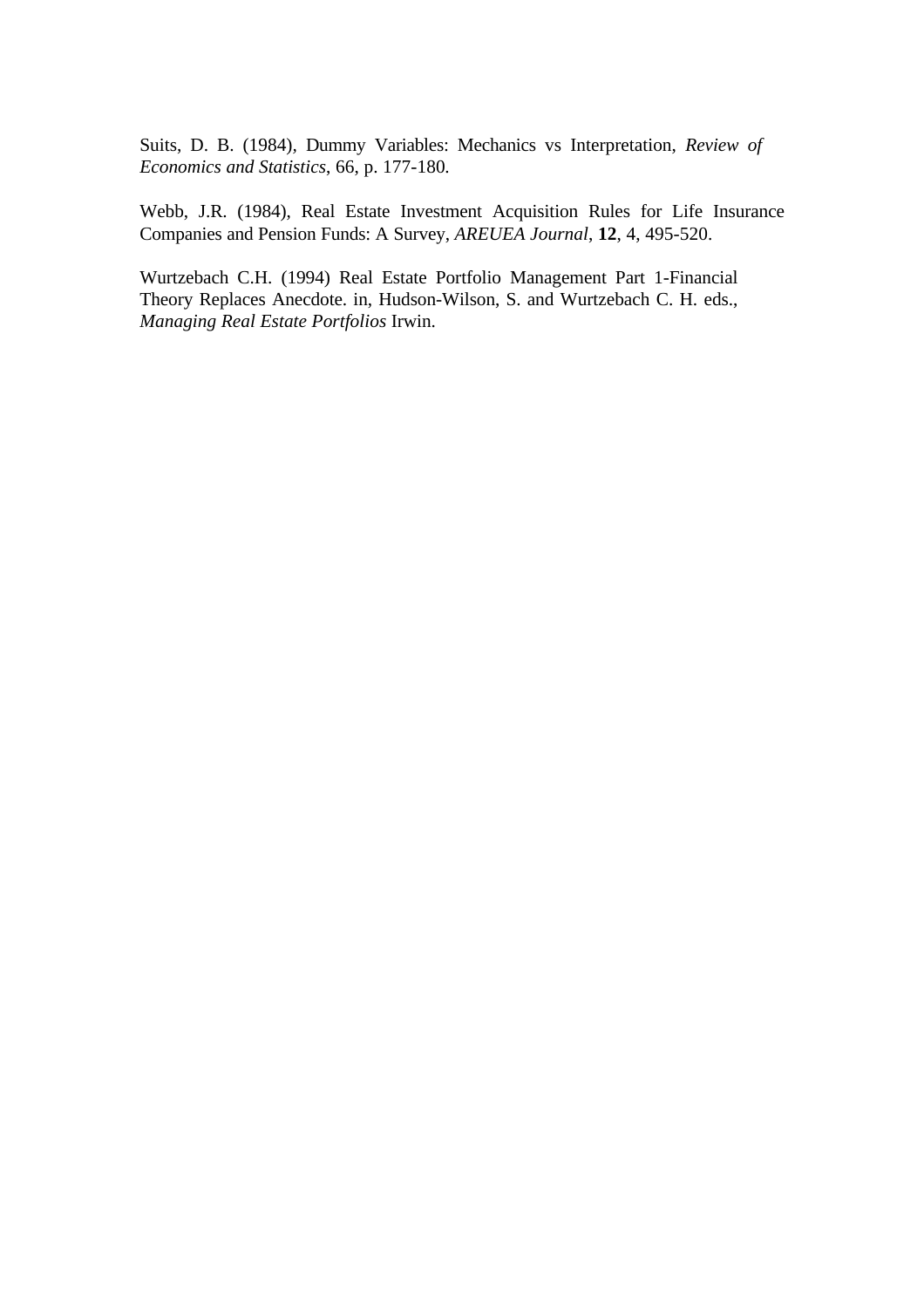Suits, D. B. (1984), Dummy Variables: Mechanics vs Interpretation, *Review of Economics and Statistics*, 66, p. 177-180.

Webb, J.R. (1984), Real Estate Investment Acquisition Rules for Life Insurance Companies and Pension Funds: A Survey, *AREUEA Journal*, **12**, 4, 495-520.

Wurtzebach C.H. (1994) Real Estate Portfolio Management Part 1-Financial Theory Replaces Anecdote. in, Hudson-Wilson, S. and Wurtzebach C. H. eds., *Managing Real Estate Portfolios* Irwin.